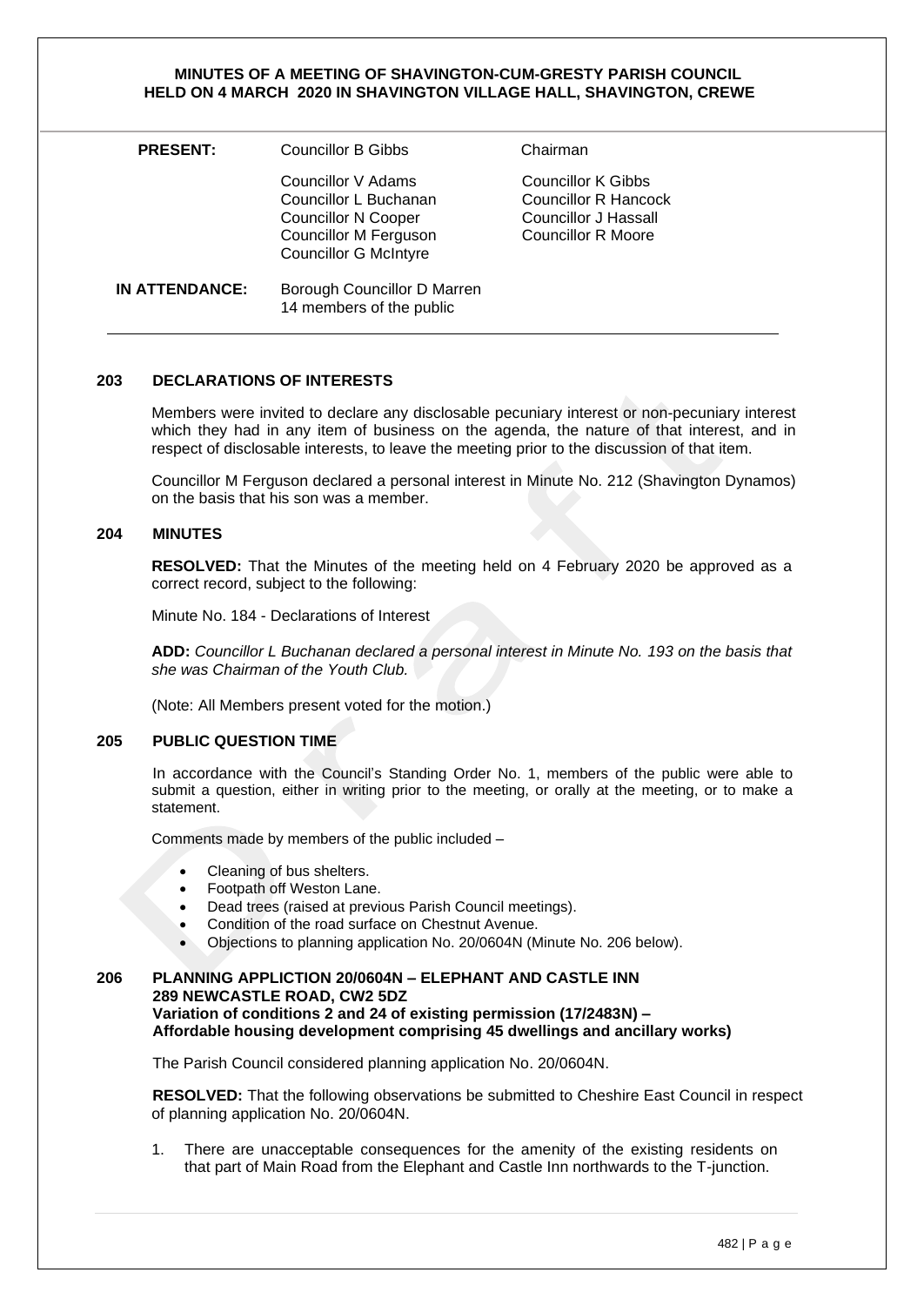# MINUTES OF A MEETING OF SHAVINGTON-CUM-GRESTY PARISH COUNCIL HELD ON 4 MARCH 2020 IN SHAVINGTON VILLAGE HALL, SHAVINGTON, CREWE

| | | |
|---|---|---|
| **PRESENT:** | Councillor B Gibbs | Chairman |
| | Councillor V Adams | Councillor K Gibbs |
| | Councillor L Buchanan | Councillor R Hancock |
| | Councillor N Cooper | Councillor J Hassall |
| | Councillor M Ferguson | Councillor R Moore |
| | Councillor G McIntyre | |
| **IN ATTENDANCE:** | Borough Councillor D Marren | |
| | 14 members of the public | |

## 203 DECLARATIONS OF INTERESTS

Members were invited to declare any disclosable pecuniary interest or non-pecuniary interest which they had in any item of business on the agenda, the nature of that interest, and in respect of disclosable interests, to leave the meeting prior to the discussion of that item.

Councillor M Ferguson declared a personal interest in Minute No. 212 (Shavington Dynamos) on the basis that his son was a member.

## 204 MINUTES

**RESOLVED:** That the Minutes of the meeting held on 4 February 2020 be approved as a correct record, subject to the following:

Minute No. 184 - Declarations of Interest

**ADD:** *Councillor L Buchanan declared a personal interest in Minute No. 193 on the basis that she was Chairman of the Youth Club.*

(Note: All Members present voted for the motion.)

## 205 PUBLIC QUESTION TIME

In accordance with the Council's Standing Order No. 1, members of the public were able to submit a question, either in writing prior to the meeting, or orally at the meeting, or to make a statement.

Comments made by members of the public included –

- Cleaning of bus shelters.
- Footpath off Weston Lane.
- Dead trees (raised at previous Parish Council meetings).
- Condition of the road surface on Chestnut Avenue.
- Objections to planning application No. 20/0604N (Minute No. 206 below).

## 206 PLANNING APPLICTION 20/0604N – ELEPHANT AND CASTLE INN 289 NEWCASTLE ROAD, CW2 5DZ Variation of conditions 2 and 24 of existing permission (17/2483N) – Affordable housing development comprising 45 dwellings and ancillary works)

The Parish Council considered planning application No. 20/0604N.

**RESOLVED:** That the following observations be submitted to Cheshire East Council in respect of planning application No. 20/0604N.

1. There are unacceptable consequences for the amenity of the existing residents on that part of Main Road from the Elephant and Castle Inn northwards to the T-junction.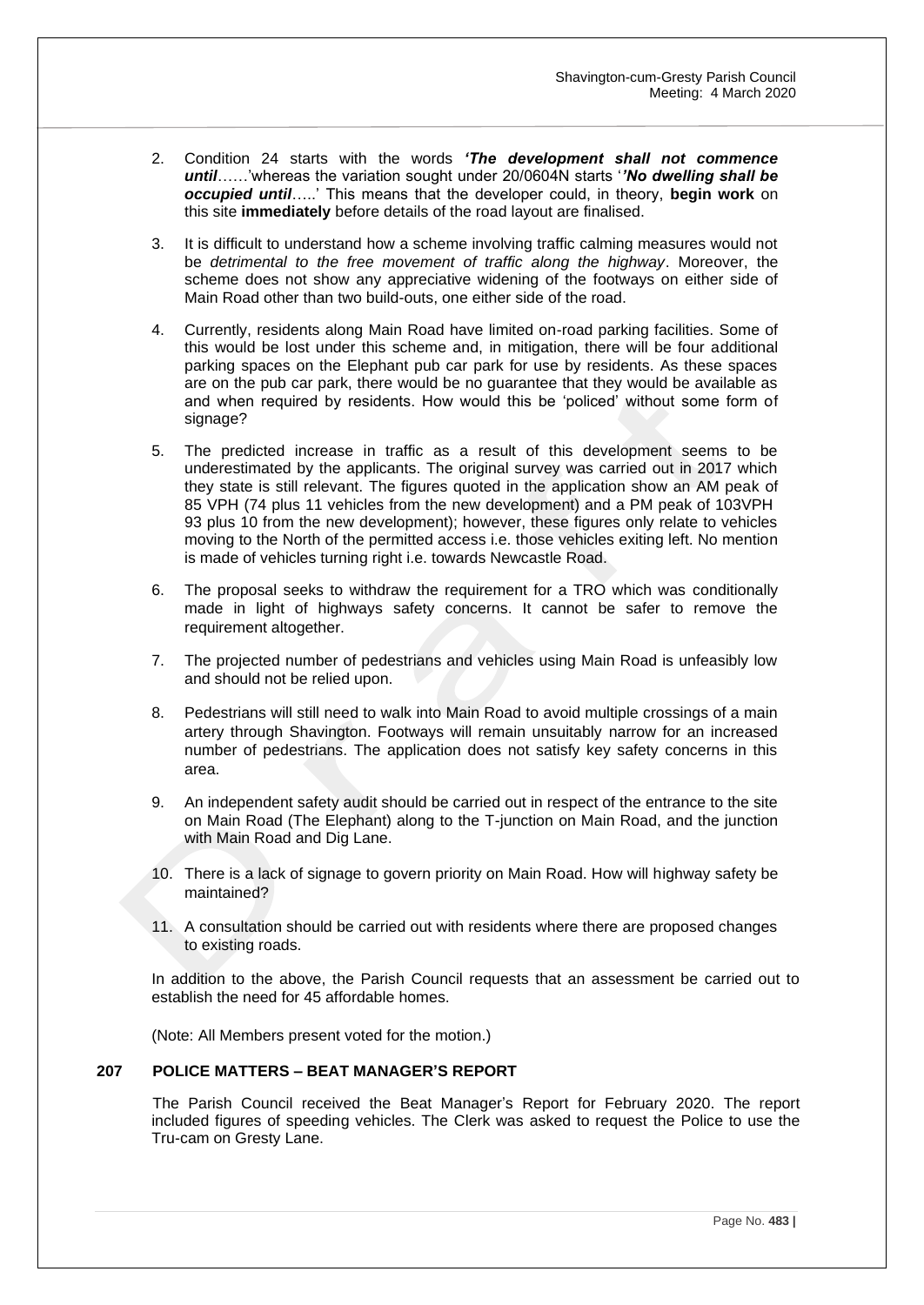2. Condition 24 starts with the words ***'The development shall not commence until***……'whereas the variation sought under 20/0604N starts '***'No dwelling shall be occupied until***…..' This means that the developer could, in theory, **begin work** on this site **immediately** before details of the road layout are finalised.

3. It is difficult to understand how a scheme involving traffic calming measures would not be *detrimental to the free movement of traffic along the highway*. Moreover, the scheme does not show any appreciative widening of the footways on either side of Main Road other than two build-outs, one either side of the road.

4. Currently, residents along Main Road have limited on-road parking facilities. Some of this would be lost under this scheme and, in mitigation, there will be four additional parking spaces on the Elephant pub car park for use by residents. As these spaces are on the pub car park, there would be no guarantee that they would be available as and when required by residents. How would this be 'policed' without some form of signage?

5. The predicted increase in traffic as a result of this development seems to be underestimated by the applicants. The original survey was carried out in 2017 which they state is still relevant. The figures quoted in the application show an AM peak of 85 VPH (74 plus 11 vehicles from the new development) and a PM peak of 103VPH 93 plus 10 from the new development); however, these figures only relate to vehicles moving to the North of the permitted access i.e. those vehicles exiting left. No mention is made of vehicles turning right i.e. towards Newcastle Road.

6. The proposal seeks to withdraw the requirement for a TRO which was conditionally made in light of highways safety concerns. It cannot be safer to remove the requirement altogether.

7. The projected number of pedestrians and vehicles using Main Road is unfeasibly low and should not be relied upon.

8. Pedestrians will still need to walk into Main Road to avoid multiple crossings of a main artery through Shavington. Footways will remain unsuitably narrow for an increased number of pedestrians. The application does not satisfy key safety concerns in this area.

9. An independent safety audit should be carried out in respect of the entrance to the site on Main Road (The Elephant) along to the T-junction on Main Road, and the junction with Main Road and Dig Lane.

10. There is a lack of signage to govern priority on Main Road. How will highway safety be maintained?

11. A consultation should be carried out with residents where there are proposed changes to existing roads.

In addition to the above, the Parish Council requests that an assessment be carried out to establish the need for 45 affordable homes.

(Note: All Members present voted for the motion.)

## 207 POLICE MATTERS – BEAT MANAGER'S REPORT

The Parish Council received the Beat Manager's Report for February 2020. The report included figures of speeding vehicles. The Clerk was asked to request the Police to use the Tru-cam on Gresty Lane.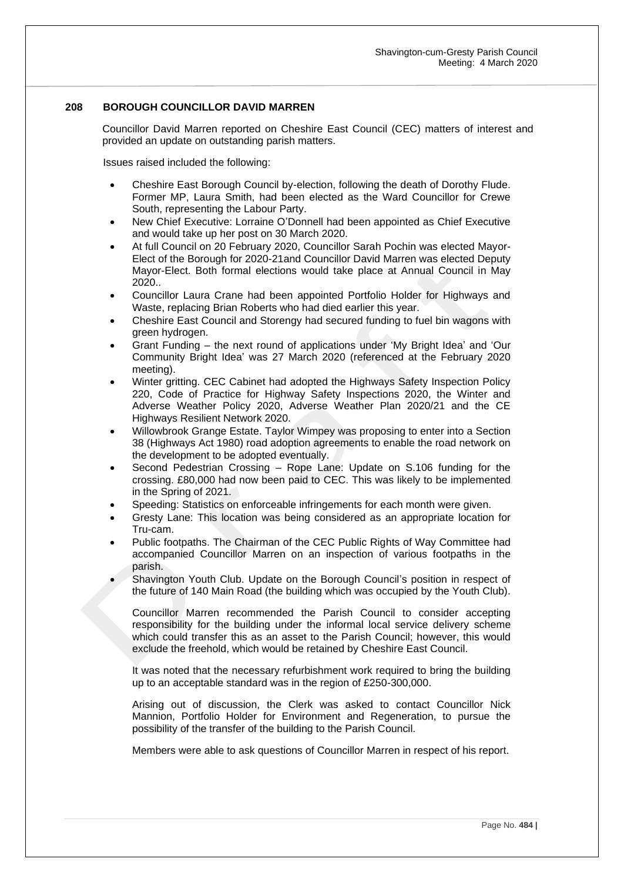## 208 BOROUGH COUNCILLOR DAVID MARREN

Councillor David Marren reported on Cheshire East Council (CEC) matters of interest and provided an update on outstanding parish matters.

Issues raised included the following:

- Cheshire East Borough Council by-election, following the death of Dorothy Flude. Former MP, Laura Smith, had been elected as the Ward Councillor for Crewe South, representing the Labour Party.
- New Chief Executive: Lorraine O'Donnell had been appointed as Chief Executive and would take up her post on 30 March 2020.
- At full Council on 20 February 2020, Councillor Sarah Pochin was elected Mayor-Elect of the Borough for 2020-21and Councillor David Marren was elected Deputy Mayor-Elect. Both formal elections would take place at Annual Council in May 2020..
- Councillor Laura Crane had been appointed Portfolio Holder for Highways and Waste, replacing Brian Roberts who had died earlier this year.
- Cheshire East Council and Storengy had secured funding to fuel bin wagons with green hydrogen.
- Grant Funding – the next round of applications under 'My Bright Idea' and 'Our Community Bright Idea' was 27 March 2020 (referenced at the February 2020 meeting).
- Winter gritting. CEC Cabinet had adopted the Highways Safety Inspection Policy 220, Code of Practice for Highway Safety Inspections 2020, the Winter and Adverse Weather Policy 2020, Adverse Weather Plan 2020/21 and the CE Highways Resilient Network 2020.
- Willowbrook Grange Estate. Taylor Wimpey was proposing to enter into a Section 38 (Highways Act 1980) road adoption agreements to enable the road network on the development to be adopted eventually.
- Second Pedestrian Crossing – Rope Lane: Update on S.106 funding for the crossing. £80,000 had now been paid to CEC. This was likely to be implemented in the Spring of 2021.
- Speeding: Statistics on enforceable infringements for each month were given.
- Gresty Lane: This location was being considered as an appropriate location for Tru-cam.
- Public footpaths. The Chairman of the CEC Public Rights of Way Committee had accompanied Councillor Marren on an inspection of various footpaths in the parish.
- Shavington Youth Club. Update on the Borough Council's position in respect of the future of 140 Main Road (the building which was occupied by the Youth Club).

  Councillor Marren recommended the Parish Council to consider accepting responsibility for the building under the informal local service delivery scheme which could transfer this as an asset to the Parish Council; however, this would exclude the freehold, which would be retained by Cheshire East Council.

  It was noted that the necessary refurbishment work required to bring the building up to an acceptable standard was in the region of £250-300,000.

  Arising out of discussion, the Clerk was asked to contact Councillor Nick Mannion, Portfolio Holder for Environment and Regeneration, to pursue the possibility of the transfer of the building to the Parish Council.

Members were able to ask questions of Councillor Marren in respect of his report.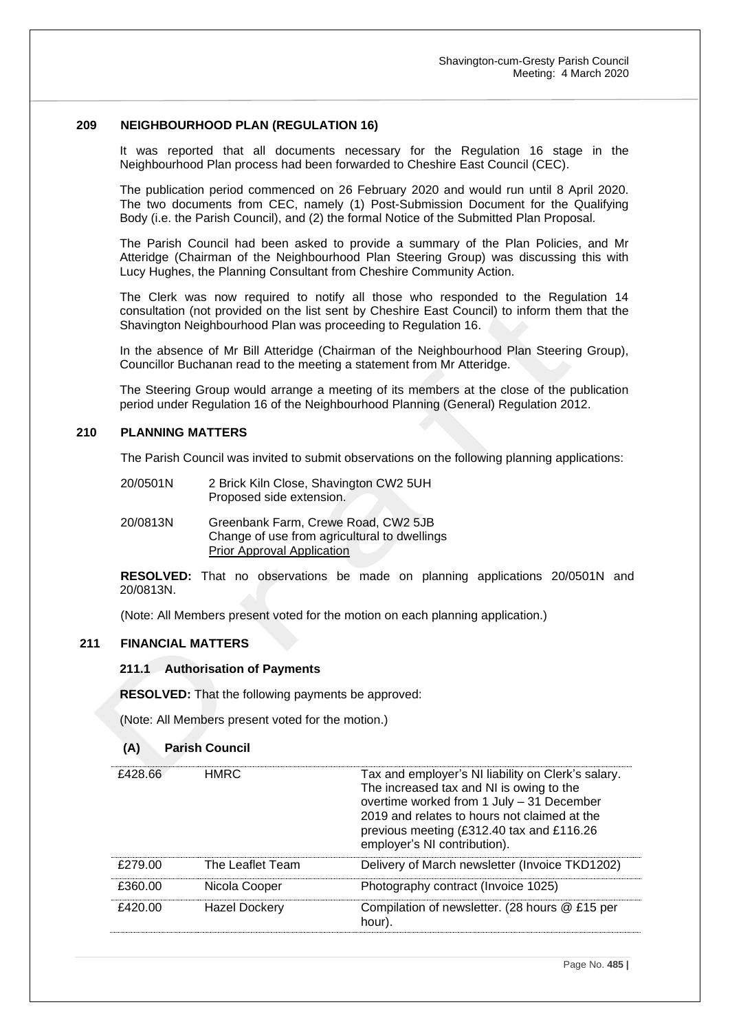## 209 NEIGHBOURHOOD PLAN (REGULATION 16)

It was reported that all documents necessary for the Regulation 16 stage in the Neighbourhood Plan process had been forwarded to Cheshire East Council (CEC).

The publication period commenced on 26 February 2020 and would run until 8 April 2020. The two documents from CEC, namely (1) Post-Submission Document for the Qualifying Body (i.e. the Parish Council), and (2) the formal Notice of the Submitted Plan Proposal.

The Parish Council had been asked to provide a summary of the Plan Policies, and Mr Atteridge (Chairman of the Neighbourhood Plan Steering Group) was discussing this with Lucy Hughes, the Planning Consultant from Cheshire Community Action.

The Clerk was now required to notify all those who responded to the Regulation 14 consultation (not provided on the list sent by Cheshire East Council) to inform them that the Shavington Neighbourhood Plan was proceeding to Regulation 16.

In the absence of Mr Bill Atteridge (Chairman of the Neighbourhood Plan Steering Group), Councillor Buchanan read to the meeting a statement from Mr Atteridge.

The Steering Group would arrange a meeting of its members at the close of the publication period under Regulation 16 of the Neighbourhood Planning (General) Regulation 2012.

## 210 PLANNING MATTERS

The Parish Council was invited to submit observations on the following planning applications:

| | |
|---|---|
| 20/0501N | 2 Brick Kiln Close, Shavington CW2 5UH<br>Proposed side extension. |
| 20/0813N | Greenbank Farm, Crewe Road, CW2 5JB<br>Change of use from agricultural to dwellings<br>Prior Approval Application |

**RESOLVED:** That no observations be made on planning applications 20/0501N and 20/0813N.

(Note: All Members present voted for the motion on each planning application.)

## 211 FINANCIAL MATTERS

### 211.1 Authorisation of Payments

**RESOLVED:** That the following payments be approved:

(Note: All Members present voted for the motion.)

#### (A) Parish Council

| | | |
|---|---|---|
| £428.66 | HMRC | Tax and employer's NI liability on Clerk's salary. The increased tax and NI is owing to the overtime worked from 1 July – 31 December 2019 and relates to hours not claimed at the previous meeting (£312.40 tax and £116.26 employer's NI contribution). |
| £279.00 | The Leaflet Team | Delivery of March newsletter (Invoice TKD1202) |
| £360.00 | Nicola Cooper | Photography contract (Invoice 1025) |
| £420.00 | Hazel Dockery | Compilation of newsletter. (28 hours @ £15 per hour). |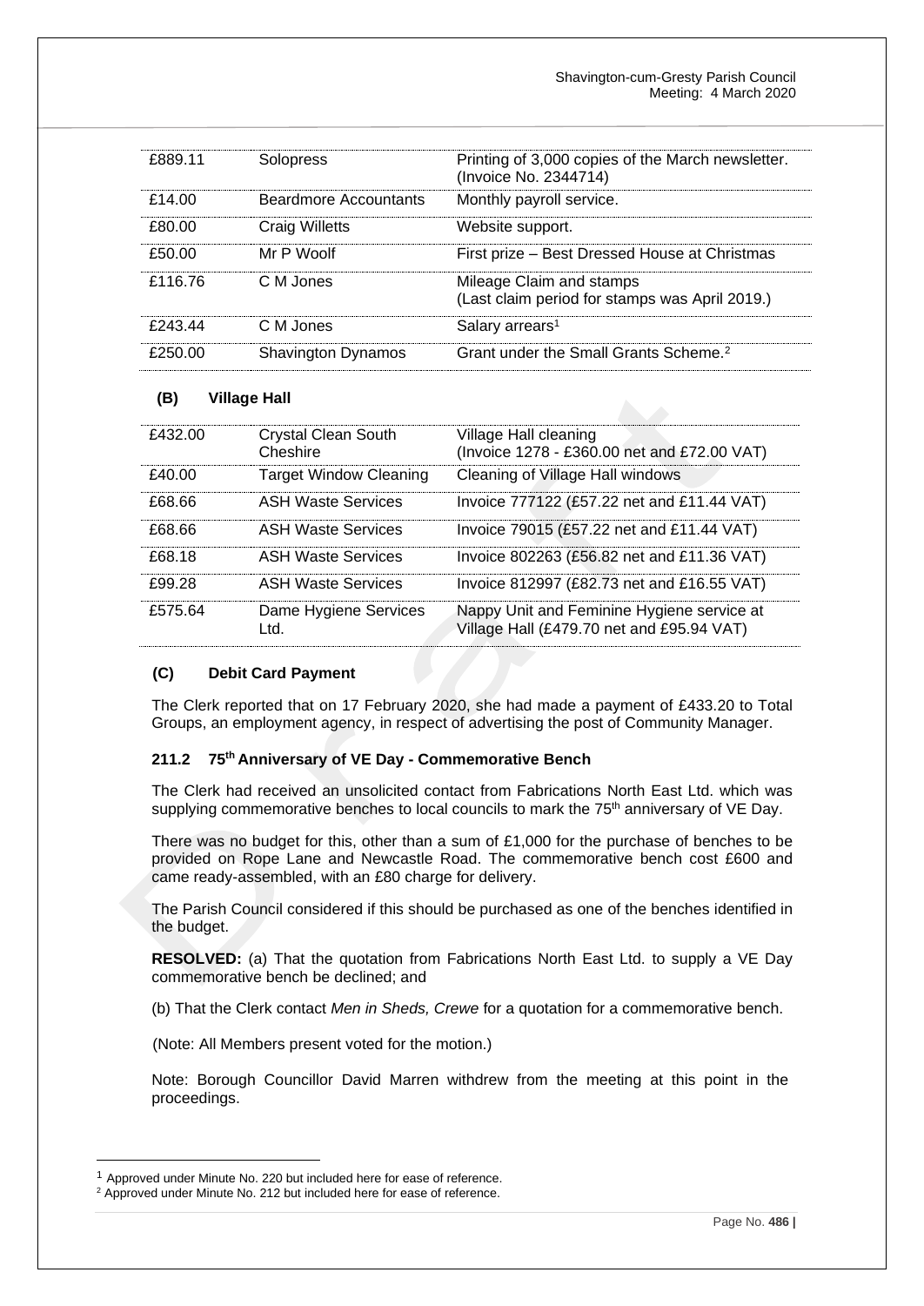| | | |
|---|---|---|
| £889.11 | Solopress | Printing of 3,000 copies of the March newsletter. (Invoice No. 2344714) |
| £14.00 | Beardmore Accountants | Monthly payroll service. |
| £80.00 | Craig Willetts | Website support. |
| £50.00 | Mr P Woolf | First prize – Best Dressed House at Christmas |
| £116.76 | C M Jones | Mileage Claim and stamps (Last claim period for stamps was April 2019.) |
| £243.44 | C M Jones | Salary arrears[1] |
| £250.00 | Shavington Dynamos | Grant under the Small Grants Scheme.[2] |

**(B) Village Hall**

| | | |
|---|---|---|
| £432.00 | Crystal Clean South Cheshire | Village Hall cleaning (Invoice 1278 - £360.00 net and £72.00 VAT) |
| £40.00 | Target Window Cleaning | Cleaning of Village Hall windows |
| £68.66 | ASH Waste Services | Invoice 777122 (£57.22 net and £11.44 VAT) |
| £68.66 | ASH Waste Services | Invoice 79015 (£57.22 net and £11.44 VAT) |
| £68.18 | ASH Waste Services | Invoice 802263 (£56.82 net and £11.36 VAT) |
| £99.28 | ASH Waste Services | Invoice 812997 (£82.73 net and £16.55 VAT) |
| £575.64 | Dame Hygiene Services Ltd. | Nappy Unit and Feminine Hygiene service at Village Hall (£479.70 net and £95.94 VAT) |

**(C) Debit Card Payment**

The Clerk reported that on 17 February 2020, she had made a payment of £433.20 to Total Groups, an employment agency, in respect of advertising the post of Community Manager.

**211.2 75th Anniversary of VE Day - Commemorative Bench**

The Clerk had received an unsolicited contact from Fabrications North East Ltd. which was supplying commemorative benches to local councils to mark the 75th anniversary of VE Day.

There was no budget for this, other than a sum of £1,000 for the purchase of benches to be provided on Rope Lane and Newcastle Road. The commemorative bench cost £600 and came ready-assembled, with an £80 charge for delivery.

The Parish Council considered if this should be purchased as one of the benches identified in the budget.

**RESOLVED:** (a) That the quotation from Fabrications North East Ltd. to supply a VE Day commemorative bench be declined; and

(b) That the Clerk contact *Men in Sheds, Crewe* for a quotation for a commemorative bench.

(Note: All Members present voted for the motion.)

Note: Borough Councillor David Marren withdrew from the meeting at this point in the proceedings.

[1] Approved under Minute No. 220 but included here for ease of reference.

[2] Approved under Minute No. 212 but included here for ease of reference.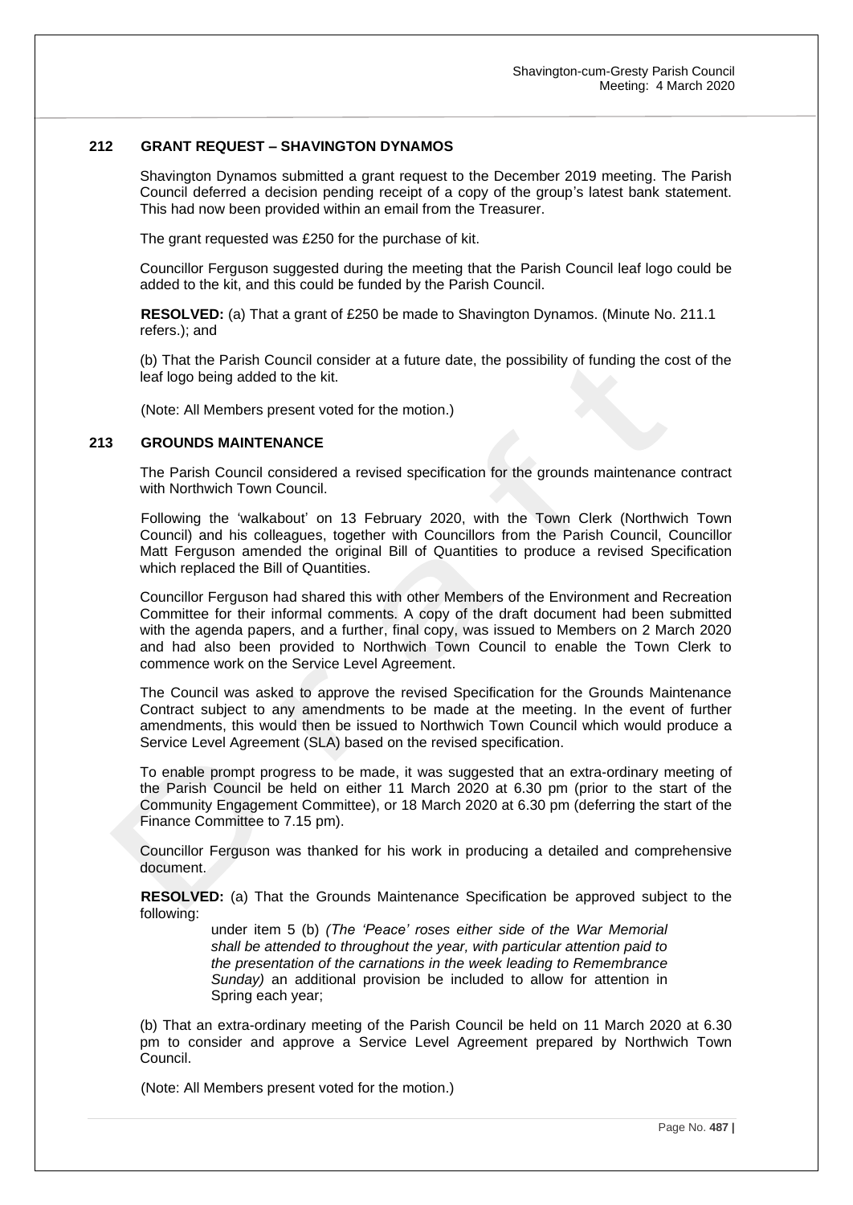## 212 GRANT REQUEST – SHAVINGTON DYNAMOS

Shavington Dynamos submitted a grant request to the December 2019 meeting. The Parish Council deferred a decision pending receipt of a copy of the group's latest bank statement. This had now been provided within an email from the Treasurer.

The grant requested was £250 for the purchase of kit.

Councillor Ferguson suggested during the meeting that the Parish Council leaf logo could be added to the kit, and this could be funded by the Parish Council.

**RESOLVED:** (a) That a grant of £250 be made to Shavington Dynamos. (Minute No. 211.1 refers.); and

(b) That the Parish Council consider at a future date, the possibility of funding the cost of the leaf logo being added to the kit.

(Note: All Members present voted for the motion.)

## 213 GROUNDS MAINTENANCE

The Parish Council considered a revised specification for the grounds maintenance contract with Northwich Town Council.

Following the 'walkabout' on 13 February 2020, with the Town Clerk (Northwich Town Council) and his colleagues, together with Councillors from the Parish Council, Councillor Matt Ferguson amended the original Bill of Quantities to produce a revised Specification which replaced the Bill of Quantities.

Councillor Ferguson had shared this with other Members of the Environment and Recreation Committee for their informal comments. A copy of the draft document had been submitted with the agenda papers, and a further, final copy, was issued to Members on 2 March 2020 and had also been provided to Northwich Town Council to enable the Town Clerk to commence work on the Service Level Agreement.

The Council was asked to approve the revised Specification for the Grounds Maintenance Contract subject to any amendments to be made at the meeting. In the event of further amendments, this would then be issued to Northwich Town Council which would produce a Service Level Agreement (SLA) based on the revised specification.

To enable prompt progress to be made, it was suggested that an extra-ordinary meeting of the Parish Council be held on either 11 March 2020 at 6.30 pm (prior to the start of the Community Engagement Committee), or 18 March 2020 at 6.30 pm (deferring the start of the Finance Committee to 7.15 pm).

Councillor Ferguson was thanked for his work in producing a detailed and comprehensive document.

**RESOLVED:** (a) That the Grounds Maintenance Specification be approved subject to the following:

> under item 5 (b) *(The 'Peace' roses either side of the War Memorial shall be attended to throughout the year, with particular attention paid to the presentation of the carnations in the week leading to Remembrance Sunday)* an additional provision be included to allow for attention in Spring each year;

(b) That an extra-ordinary meeting of the Parish Council be held on 11 March 2020 at 6.30 pm to consider and approve a Service Level Agreement prepared by Northwich Town Council.

(Note: All Members present voted for the motion.)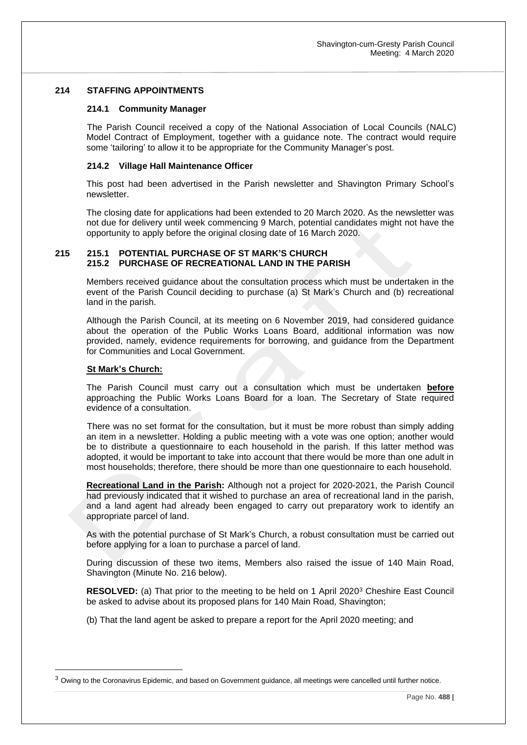## 214 STAFFING APPOINTMENTS

### 214.1 Community Manager

The Parish Council received a copy of the National Association of Local Councils (NALC) Model Contract of Employment, together with a guidance note. The contract would require some 'tailoring' to allow it to be appropriate for the Community Manager's post.

### 214.2 Village Hall Maintenance Officer

This post had been advertised in the Parish newsletter and Shavington Primary School's newsletter.

The closing date for applications had been extended to 20 March 2020. As the newsletter was not due for delivery until week commencing 9 March, potential candidates might not have the opportunity to apply before the original closing date of 16 March 2020.

## 215 215.1 POTENTIAL PURCHASE OF ST MARK'S CHURCH
## 215.2 PURCHASE OF RECREATIONAL LAND IN THE PARISH

Members received guidance about the consultation process which must be undertaken in the event of the Parish Council deciding to purchase (a) St Mark's Church and (b) recreational land in the parish.

Although the Parish Council, at its meeting on 6 November 2019, had considered guidance about the operation of the Public Works Loans Board, additional information was now provided, namely, evidence requirements for borrowing, and guidance from the Department for Communities and Local Government.

**St Mark's Church:**

The Parish Council must carry out a consultation which must be undertaken **before** approaching the Public Works Loans Board for a loan. The Secretary of State required evidence of a consultation.

There was no set format for the consultation, but it must be more robust than simply adding an item in a newsletter. Holding a public meeting with a vote was one option; another would be to distribute a questionnaire to each household in the parish. If this latter method was adopted, it would be important to take into account that there would be more than one adult in most households; therefore, there should be more than one questionnaire to each household.

**Recreational Land in the Parish:** Although not a project for 2020-2021, the Parish Council had previously indicated that it wished to purchase an area of recreational land in the parish, and a land agent had already been engaged to carry out preparatory work to identify an appropriate parcel of land.

As with the potential purchase of St Mark's Church, a robust consultation must be carried out before applying for a loan to purchase a parcel of land.

During discussion of these two items, Members also raised the issue of 140 Main Road, Shavington (Minute No. 216 below).

**RESOLVED:** (a) That prior to the meeting to be held on 1 April 2020[3] Cheshire East Council be asked to advise about its proposed plans for 140 Main Road, Shavington;

(b) That the land agent be asked to prepare a report for the April 2020 meeting; and

[3] Owing to the Coronavirus Epidemic, and based on Government guidance, all meetings were cancelled until further notice.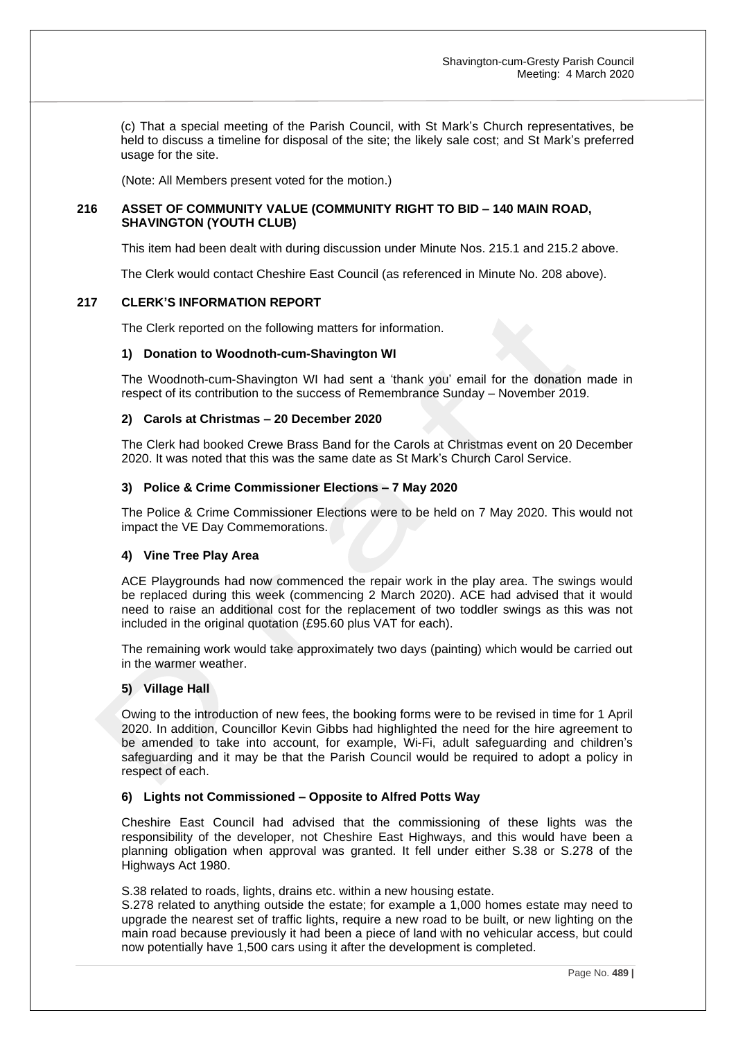(c) That a special meeting of the Parish Council, with St Mark's Church representatives, be held to discuss a timeline for disposal of the site; the likely sale cost; and St Mark's preferred usage for the site.

(Note: All Members present voted for the motion.)

### 216 ASSET OF COMMUNITY VALUE (COMMUNITY RIGHT TO BID – 140 MAIN ROAD, SHAVINGTON (YOUTH CLUB)

This item had been dealt with during discussion under Minute Nos. 215.1 and 215.2 above.

The Clerk would contact Cheshire East Council (as referenced in Minute No. 208 above).

### 217 CLERK'S INFORMATION REPORT

The Clerk reported on the following matters for information.

#### 1) Donation to Woodnoth-cum-Shavington WI

The Woodnoth-cum-Shavington WI had sent a 'thank you' email for the donation made in respect of its contribution to the success of Remembrance Sunday – November 2019.

#### 2) Carols at Christmas – 20 December 2020

The Clerk had booked Crewe Brass Band for the Carols at Christmas event on 20 December 2020. It was noted that this was the same date as St Mark's Church Carol Service.

#### 3) Police & Crime Commissioner Elections – 7 May 2020

The Police & Crime Commissioner Elections were to be held on 7 May 2020. This would not impact the VE Day Commemorations.

#### 4) Vine Tree Play Area

ACE Playgrounds had now commenced the repair work in the play area. The swings would be replaced during this week (commencing 2 March 2020). ACE had advised that it would need to raise an additional cost for the replacement of two toddler swings as this was not included in the original quotation (£95.60 plus VAT for each).

The remaining work would take approximately two days (painting) which would be carried out in the warmer weather.

#### 5) Village Hall

Owing to the introduction of new fees, the booking forms were to be revised in time for 1 April 2020. In addition, Councillor Kevin Gibbs had highlighted the need for the hire agreement to be amended to take into account, for example, Wi-Fi, adult safeguarding and children's safeguarding and it may be that the Parish Council would be required to adopt a policy in respect of each.

#### 6) Lights not Commissioned – Opposite to Alfred Potts Way

Cheshire East Council had advised that the commissioning of these lights was the responsibility of the developer, not Cheshire East Highways, and this would have been a planning obligation when approval was granted. It fell under either S.38 or S.278 of the Highways Act 1980.

S.38 related to roads, lights, drains etc. within a new housing estate.
S.278 related to anything outside the estate; for example a 1,000 homes estate may need to upgrade the nearest set of traffic lights, require a new road to be built, or new lighting on the main road because previously it had been a piece of land with no vehicular access, but could now potentially have 1,500 cars using it after the development is completed.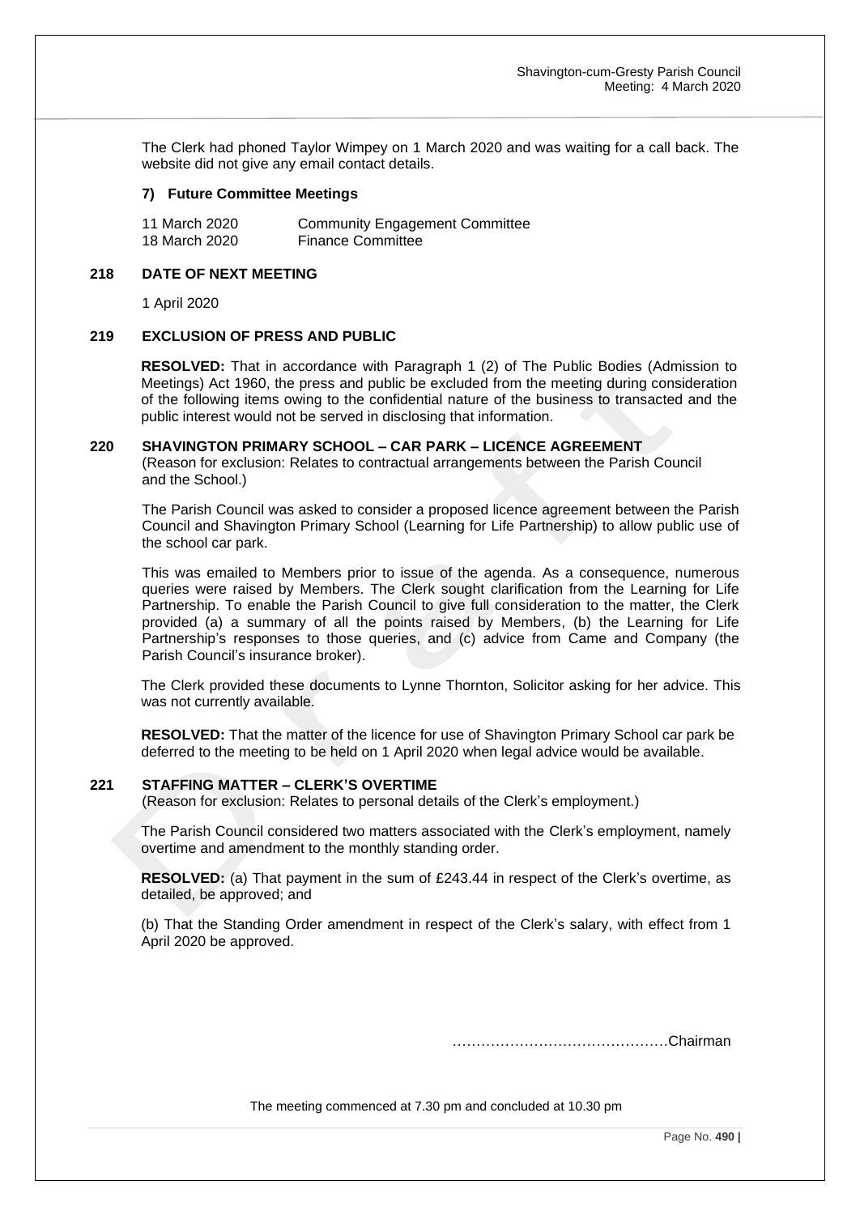The Clerk had phoned Taylor Wimpey on 1 March 2020 and was waiting for a call back. The website did not give any email contact details.

**7) Future Committee Meetings**

| | |
|---|---|
| 11 March 2020 | Community Engagement Committee |
| 18 March 2020 | Finance Committee |

## 218 DATE OF NEXT MEETING

1 April 2020

## 219 EXCLUSION OF PRESS AND PUBLIC

**RESOLVED:** That in accordance with Paragraph 1 (2) of The Public Bodies (Admission to Meetings) Act 1960, the press and public be excluded from the meeting during consideration of the following items owing to the confidential nature of the business to transacted and the public interest would not be served in disclosing that information.

## 220 SHAVINGTON PRIMARY SCHOOL – CAR PARK – LICENCE AGREEMENT

(Reason for exclusion: Relates to contractual arrangements between the Parish Council and the School.)

The Parish Council was asked to consider a proposed licence agreement between the Parish Council and Shavington Primary School (Learning for Life Partnership) to allow public use of the school car park.

This was emailed to Members prior to issue of the agenda. As a consequence, numerous queries were raised by Members. The Clerk sought clarification from the Learning for Life Partnership. To enable the Parish Council to give full consideration to the matter, the Clerk provided (a) a summary of all the points raised by Members, (b) the Learning for Life Partnership's responses to those queries, and (c) advice from Came and Company (the Parish Council's insurance broker).

The Clerk provided these documents to Lynne Thornton, Solicitor asking for her advice. This was not currently available.

**RESOLVED:** That the matter of the licence for use of Shavington Primary School car park be deferred to the meeting to be held on 1 April 2020 when legal advice would be available.

## 221 STAFFING MATTER – CLERK'S OVERTIME

(Reason for exclusion: Relates to personal details of the Clerk's employment.)

The Parish Council considered two matters associated with the Clerk's employment, namely overtime and amendment to the monthly standing order.

**RESOLVED:** (a) That payment in the sum of £243.44 in respect of the Clerk's overtime, as detailed, be approved; and

(b) That the Standing Order amendment in respect of the Clerk's salary, with effect from 1 April 2020 be approved.

……………………………………Chairman

The meeting commenced at 7.30 pm and concluded at 10.30 pm